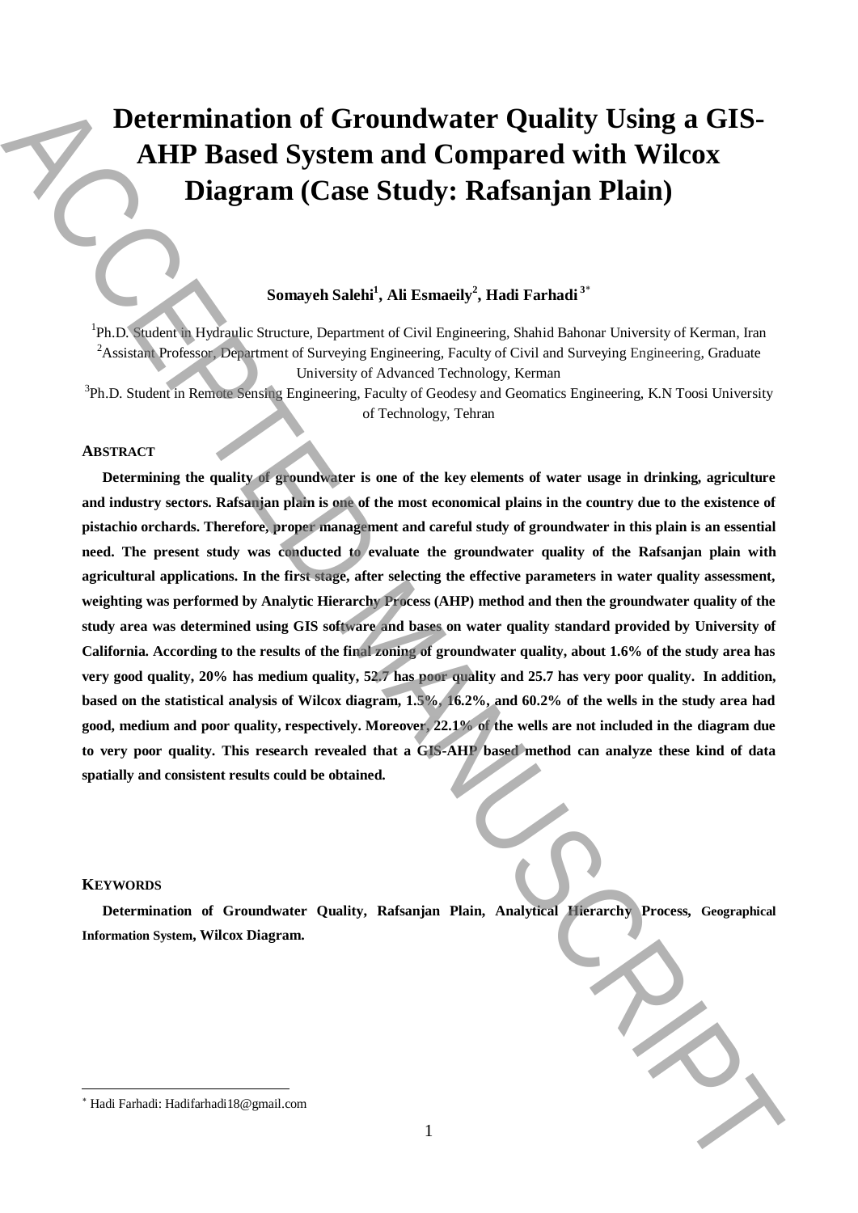# Determination of Groundwater Quality Using a GIS-AHP Based System and Compared with Wilcox Diagram (Case Study: Rafsanjan Plain)

**Somayeh Salehi[1], Ali Esmaeily[2], Hadi Farhadi[3*]**

[1]Ph.D. Student in Hydraulic Structure, Department of Civil Engineering, Shahid Bahonar University of Kerman, Iran
[2]Assistant Professor, Department of Surveying Engineering, Faculty of Civil and Surveying Engineering, Graduate University of Advanced Technology, Kerman
[3]Ph.D. Student in Remote Sensing Engineering, Faculty of Geodesy and Geomatics Engineering, K.N Toosi University of Technology, Tehran

## ABSTRACT

**Determining the quality of groundwater is one of the key elements of water usage in drinking, agriculture and industry sectors. Rafsanjan plain is one of the most economical plains in the country due to the existence of pistachio orchards. Therefore, proper management and careful study of groundwater in this plain is an essential need. The present study was conducted to evaluate the groundwater quality of the Rafsanjan plain with agricultural applications. In the first stage, after selecting the effective parameters in water quality assessment, weighting was performed by Analytic Hierarchy Process (AHP) method and then the groundwater quality of the study area was determined using GIS software and bases on water quality standard provided by University of California. According to the results of the final zoning of groundwater quality, about 1.6% of the study area has very good quality, 20% has medium quality, 52.7 has poor quality and 25.7 has very poor quality. In addition, based on the statistical analysis of Wilcox diagram, 1.5%, 16.2%, and 60.2% of the wells in the study area had good, medium and poor quality, respectively. Moreover, 22.1% of the wells are not included in the diagram due to very poor quality. This research revealed that a GIS-AHP based method can analyze these kind of data spatially and consistent results could be obtained.**

## KEYWORDS

**Determination of Groundwater Quality, Rafsanjan Plain, Analytical Hierarchy Process, Geographical Information System, Wilcox Diagram.**

[*] Hadi Farhadi: Hadifarhadi18@gmail.com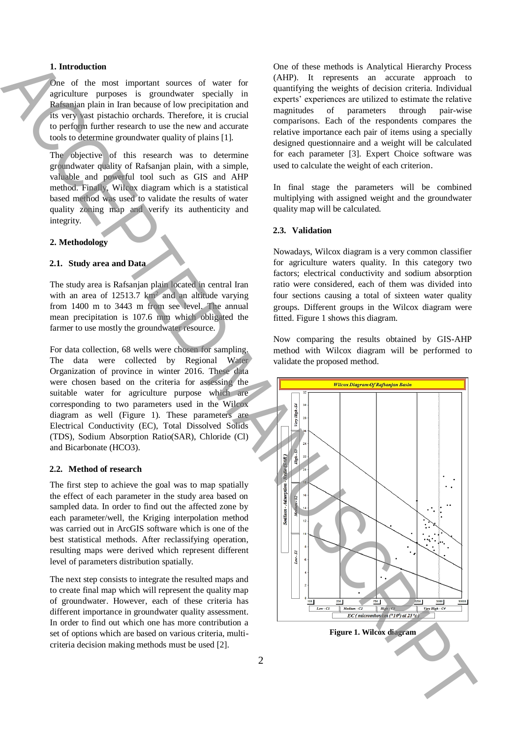## 1. Introduction

One of the most important sources of water for agriculture purposes is groundwater specially in Rafsanjan plain in Iran because of low precipitation and its very vast pistachio orchards. Therefore, it is crucial to perform further research to use the new and accurate tools to determine groundwater quality of plains [1].

The objective of this research was to determine groundwater quality of Rafsanjan plain, with a simple, valuable and powerful tool such as GIS and AHP method. Finally, Wilcox diagram which is a statistical based method was used to validate the results of water quality zoning map and verify its authenticity and integrity.

## 2. Methodology

### 2.1. Study area and Data

The study area is Rafsanjan plain located in central Iran with an area of 12513.7 km$^2$ and an altitude varying from 1400 m to 3443 m from see level. The annual mean precipitation is 107.6 mm which obligated the farmer to use mostly the groundwater resource.

For data collection, 68 wells were chosen for sampling. The data were collected by Regional Water Organization of province in winter 2016. These data were chosen based on the criteria for assessing the suitable water for agriculture purpose which are corresponding to two parameters used in the Wilcox diagram as well (Figure 1). These parameters are Electrical Conductivity (EC), Total Dissolved Solids (TDS), Sodium Absorption Ratio(SAR), Chloride (Cl) and Bicarbonate (HCO3).

### 2.2. Method of research

The first step to achieve the goal was to map spatially the effect of each parameter in the study area based on sampled data. In order to find out the affected zone by each parameter/well, the Kriging interpolation method was carried out in ArcGIS software which is one of the best statistical methods. After reclassifying operation, resulting maps were derived which represent different level of parameters distribution spatially.

The next step consists to integrate the resulted maps and to create final map which will represent the quality map of groundwater. However, each of these criteria has different importance in groundwater quality assessment. In order to find out which one has more contribution a set of options which are based on various criteria, multi-criteria decision making methods must be used [2].

One of these methods is Analytical Hierarchy Process (AHP). It represents an accurate approach to quantifying the weights of decision criteria. Individual experts' experiences are utilized to estimate the relative magnitudes of parameters through pair-wise comparisons. Each of the respondents compares the relative importance each pair of items using a specially designed questionnaire and a weight will be calculated for each parameter [3]. Expert Choice software was used to calculate the weight of each criterion.

In final stage the parameters will be combined multiplying with assigned weight and the groundwater quality map will be calculated.

### 2.3. Validation

Nowadays, Wilcox diagram is a very common classifier for agriculture waters quality. In this category two factors; electrical conductivity and sodium absorption ratio were considered, each of them was divided into four sections causing a total of sixteen water quality groups. Different groups in the Wilcox diagram were fitted. Figure 1 shows this diagram.

Now comparing the results obtained by GIS-AHP method with Wilcox diagram will be performed to validate the proposed method.

**Figure 1. Wilcox diagram**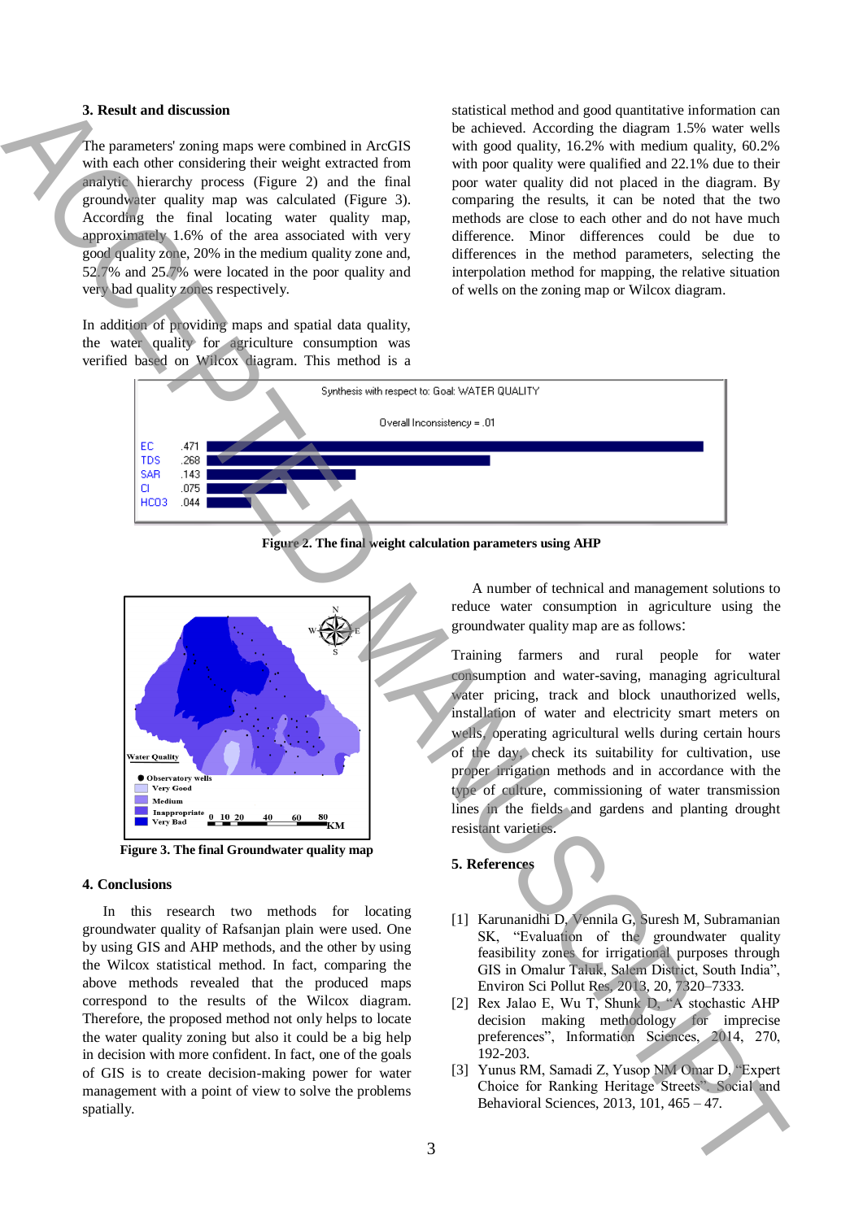## 3. Result and discussion

The parameters' zoning maps were combined in ArcGIS with each other considering their weight extracted from analytic hierarchy process (Figure 2) and the final groundwater quality map was calculated (Figure 3). According the final locating water quality map, approximately 1.6% of the area associated with very good quality zone, 20% in the medium quality zone and, 52.7% and 25.7% were located in the poor quality and very bad quality zones respectively.

In addition of providing maps and spatial data quality, the water quality for agriculture consumption was verified based on Wilcox diagram. This method is a statistical method and good quantitative information can be achieved. According the diagram 1.5% water wells with good quality, 16.2% with medium quality, 60.2% with poor quality were qualified and 22.1% due to their poor water quality did not placed in the diagram. By comparing the results, it can be noted that the two methods are close to each other and do not have much difference. Minor differences could be due to differences in the method parameters, selecting the interpolation method for mapping, the relative situation of wells on the zoning map or Wilcox diagram.

Synthesis with respect to: Goal: WATER QUALITY

Overall Inconsistency = .01

EC .471
TDS .268
SAR .143
Cl .075
HCO3 .044

**Figure 2. The final weight calculation parameters using AHP**

Water Quality
Observatory wells
Very Good
Medium
Inappropriate
Very Bad
0 10 20 40 60 80 KM

**Figure 3. The final Groundwater quality map**

A number of technical and management solutions to reduce water consumption in agriculture using the groundwater quality map are as follows:

Training farmers and rural people for water consumption and water-saving, managing agricultural water pricing, track and block unauthorized wells, installation of water and electricity smart meters on wells, operating agricultural wells during certain hours of the day, check its suitability for cultivation, use proper irrigation methods and in accordance with the type of culture, commissioning of water transmission lines in the fields and gardens and planting drought resistant varieties.

## 4. Conclusions

In this research two methods for locating groundwater quality of Rafsanjan plain were used. One by using GIS and AHP methods, and the other by using the Wilcox statistical method. In fact, comparing the above methods revealed that the produced maps correspond to the results of the Wilcox diagram. Therefore, the proposed method not only helps to locate the water quality zoning but also it could be a big help in decision with more confident. In fact, one of the goals of GIS is to create decision-making power for water management with a point of view to solve the problems spatially.

## 5. References

[1] Karunanidhi D, Vennila G, Suresh M, Subramanian SK, "Evaluation of the groundwater quality feasibility zones for irrigational purposes through GIS in Omalur Taluk, Salem District, South India", Environ Sci Pollut Res, 2013, 20, 7320–7333.

[2] Rex Jalao E, Wu T, Shunk D, "A stochastic AHP decision making methodology for imprecise preferences", Information Sciences, 2014, 270, 192-203.

[3] Yunus RM, Samadi Z, Yusop NM Omar D, "Expert Choice for Ranking Heritage Streets", Social and Behavioral Sciences, 2013, 101, 465 – 47.